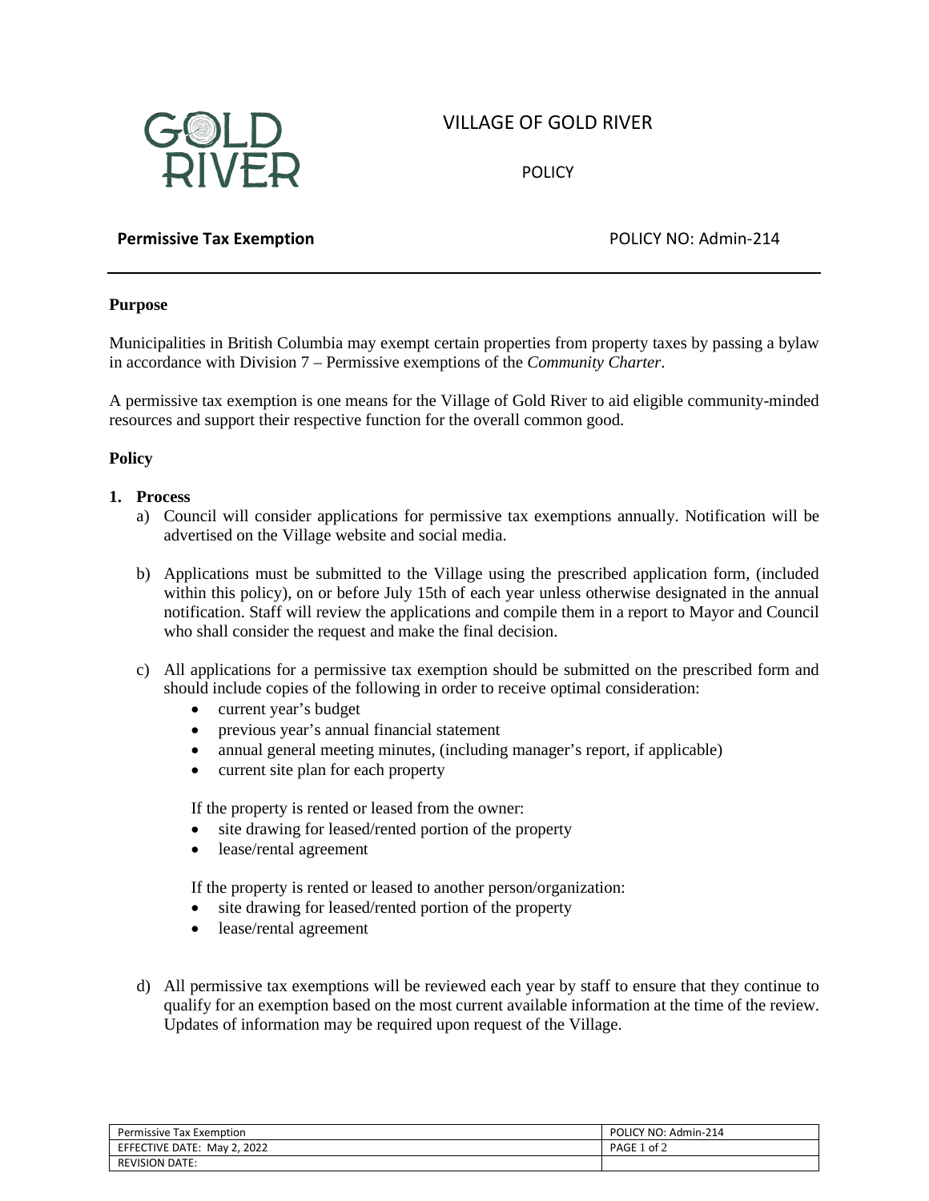# VILLAGE OF GOLD RIVER

POLICY

**Permissive Tax Exemption** POLICY NO: Admin-214

## Purpose

Municipalities in British Columbia may exempt certain properties from property taxes by passing a bylaw in accordance with Division 7 – Permissive exemptions of the *Community Charter*.

A permissive tax exemption is one means for the Village of Gold River to aid eligible community-minded resources and support their respective function for the overall common good.

## Policy

1. **Process**
   a) Council will consider applications for permissive tax exemptions annually. Notification will be advertised on the Village website and social media.

   b) Applications must be submitted to the Village using the prescribed application form, (included within this policy), on or before July 15th of each year unless otherwise designated in the annual notification. Staff will review the applications and compile them in a report to Mayor and Council who shall consider the request and make the final decision.

   c) All applications for a permissive tax exemption should be submitted on the prescribed form and should include copies of the following in order to receive optimal consideration:
      - current year's budget
      - previous year's annual financial statement
      - annual general meeting minutes, (including manager's report, if applicable)
      - current site plan for each property

      If the property is rented or leased from the owner:
      - site drawing for leased/rented portion of the property
      - lease/rental agreement

      If the property is rented or leased to another person/organization:
      - site drawing for leased/rented portion of the property
      - lease/rental agreement

   d) All permissive tax exemptions will be reviewed each year by staff to ensure that they continue to qualify for an exemption based on the most current available information at the time of the review. Updates of information may be required upon request of the Village.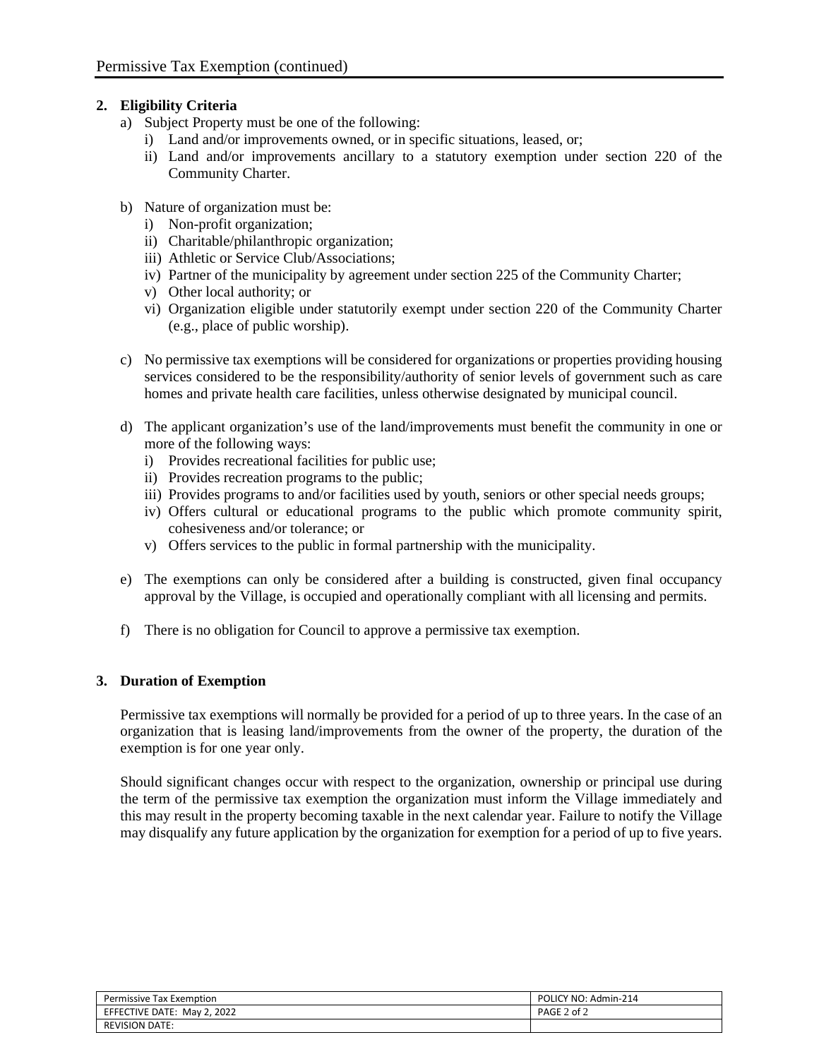## 2. Eligibility Criteria

a) Subject Property must be one of the following:
   i) Land and/or improvements owned, or in specific situations, leased, or;
   ii) Land and/or improvements ancillary to a statutory exemption under section 220 of the Community Charter.

b) Nature of organization must be:
   i) Non-profit organization;
   ii) Charitable/philanthropic organization;
   iii) Athletic or Service Club/Associations;
   iv) Partner of the municipality by agreement under section 225 of the Community Charter;
   v) Other local authority; or
   vi) Organization eligible under statutorily exempt under section 220 of the Community Charter (e.g., place of public worship).

c) No permissive tax exemptions will be considered for organizations or properties providing housing services considered to be the responsibility/authority of senior levels of government such as care homes and private health care facilities, unless otherwise designated by municipal council.

d) The applicant organization's use of the land/improvements must benefit the community in one or more of the following ways:
   i) Provides recreational facilities for public use;
   ii) Provides recreation programs to the public;
   iii) Provides programs to and/or facilities used by youth, seniors or other special needs groups;
   iv) Offers cultural or educational programs to the public which promote community spirit, cohesiveness and/or tolerance; or
   v) Offers services to the public in formal partnership with the municipality.

e) The exemptions can only be considered after a building is constructed, given final occupancy approval by the Village, is occupied and operationally compliant with all licensing and permits.

f) There is no obligation for Council to approve a permissive tax exemption.

## 3. Duration of Exemption

Permissive tax exemptions will normally be provided for a period of up to three years. In the case of an organization that is leasing land/improvements from the owner of the property, the duration of the exemption is for one year only.

Should significant changes occur with respect to the organization, ownership or principal use during the term of the permissive tax exemption the organization must inform the Village immediately and this may result in the property becoming taxable in the next calendar year. Failure to notify the Village may disqualify any future application by the organization for exemption for a period of up to five years.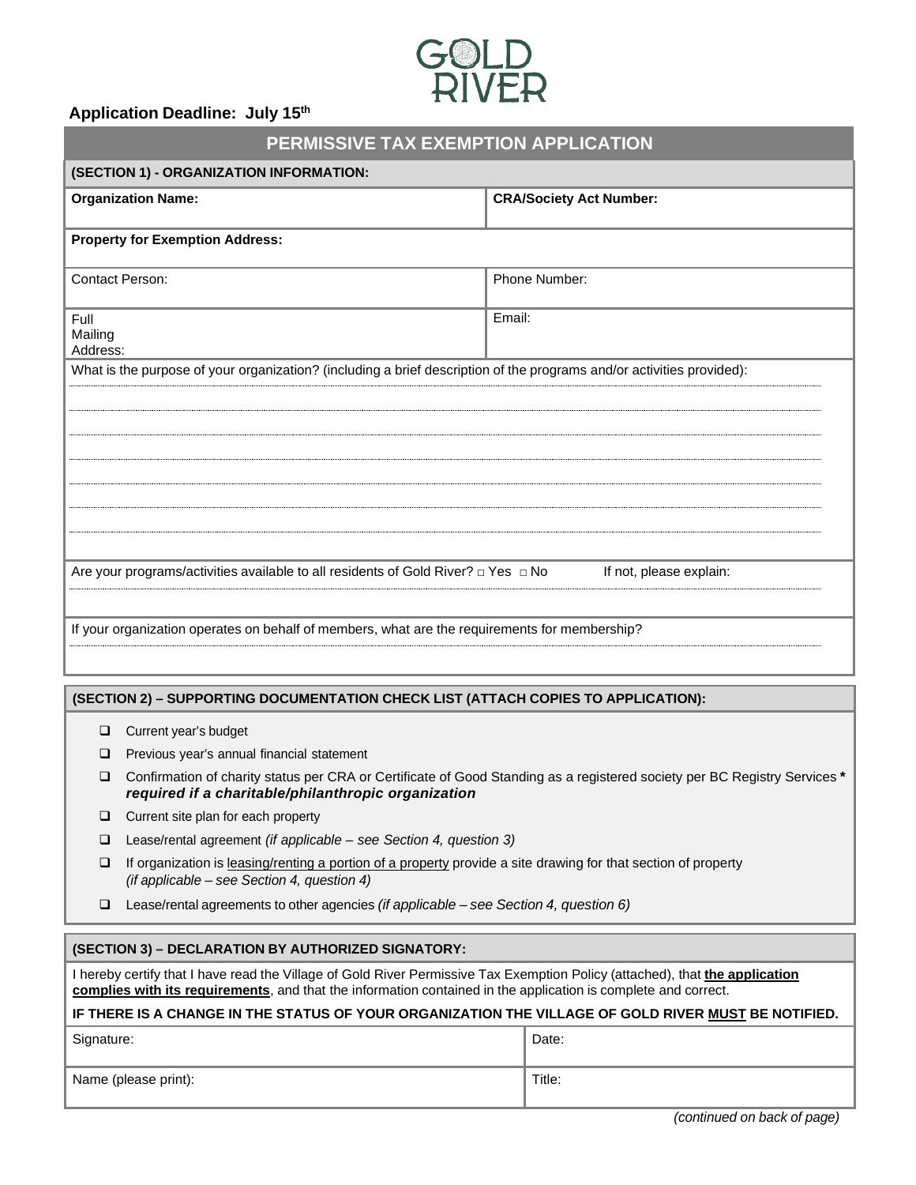GOLD RIVER

**Application Deadline: July 15th**

# PERMISSIVE TAX EXEMPTION APPLICATION

## (SECTION 1) - ORGANIZATION INFORMATION:

| **Organization Name:** | **CRA/Society Act Number:** |
|---|---|
| **Property for Exemption Address:** | |
| Contact Person: | Phone Number: |
| Full Mailing Address: | Email: |

What is the purpose of your organization? (including a brief description of the programs and/or activities provided):

Are your programs/activities available to all residents of Gold River? □ Yes □ No If not, please explain:

If your organization operates on behalf of members, what are the requirements for membership?

## (SECTION 2) – SUPPORTING DOCUMENTATION CHECK LIST (ATTACH COPIES TO APPLICATION):

- ❑ Current year's budget
- ❑ Previous year's annual financial statement
- ❑ Confirmation of charity status per CRA or Certificate of Good Standing as a registered society per BC Registry Services *** *required if a charitable/philanthropic organization***
- ❑ Current site plan for each property
- ❑ Lease/rental agreement *(if applicable – see Section 4, question 3)*
- ❑ If organization is leasing/renting a portion of a property provide a site drawing for that section of property *(if applicable – see Section 4, question 4)*
- ❑ Lease/rental agreements to other agencies *(if applicable – see Section 4, question 6)*

## (SECTION 3) – DECLARATION BY AUTHORIZED SIGNATORY:

I hereby certify that I have read the Village of Gold River Permissive Tax Exemption Policy (attached), that **the application complies with its requirements**, and that the information contained in the application is complete and correct.

**IF THERE IS A CHANGE IN THE STATUS OF YOUR ORGANIZATION THE VILLAGE OF GOLD RIVER MUST BE NOTIFIED.**

| Signature: | Date: |
|---|---|
| Name (please print): | Title: |

*(continued on back of page)*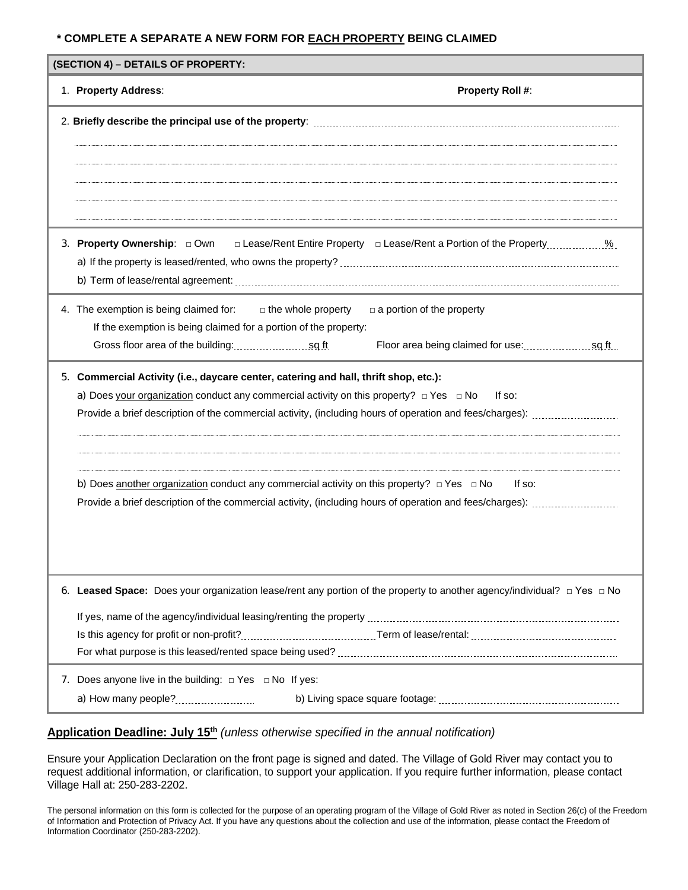**\* COMPLETE A SEPARATE A NEW FORM FOR <u>EACH PROPERTY</u> BEING CLAIMED**

## (SECTION 4) – DETAILS OF PROPERTY:

1. **Property Address**: **Property Roll #**:

2. **Briefly describe the principal use of the property**: ..............................

3. **Property Ownership**: □ Own □ Lease/Rent Entire Property □ Lease/Rent a Portion of the Property .......... %

   a) If the property is leased/rented, who owns the property? ..............................

   b) Term of lease/rental agreement: ..............................

4. The exemption is being claimed for: □ the whole property □ a portion of the property

   If the exemption is being claimed for a portion of the property:

   Gross floor area of the building: .......... sq ft Floor area being claimed for use: .......... sq ft

5. **Commercial Activity (i.e., daycare center, catering and hall, thrift shop, etc.):**

   a) Does <u>your organization</u> conduct any commercial activity on this property? □ Yes □ No If so:

   Provide a brief description of the commercial activity, (including hours of operation and fees/charges): ..............................

   b) Does <u>another organization</u> conduct any commercial activity on this property? □ Yes □ No If so:

   Provide a brief description of the commercial activity, (including hours of operation and fees/charges): ..............................

6. **Leased Space:** Does your organization lease/rent any portion of the property to another agency/individual? □ Yes □ No

   If yes, name of the agency/individual leasing/renting the property ..............................

   Is this agency for profit or non-profit? .......... Term of lease/rental: ..........

   For what purpose is this leased/rented space being used? ..............................

7. Does anyone live in the building: □ Yes □ No If yes:

   a) How many people? .......... b) Living space square footage: ..........

**<u>Application Deadline: July 15th</u>** *(unless otherwise specified in the annual notification)*

Ensure your Application Declaration on the front page is signed and dated. The Village of Gold River may contact you to request additional information, or clarification, to support your application. If you require further information, please contact Village Hall at: 250-283-2202.

The personal information on this form is collected for the purpose of an operating program of the Village of Gold River as noted in Section 26(c) of the Freedom of Information and Protection of Privacy Act. If you have any questions about the collection and use of the information, please contact the Freedom of Information Coordinator (250-283-2202).